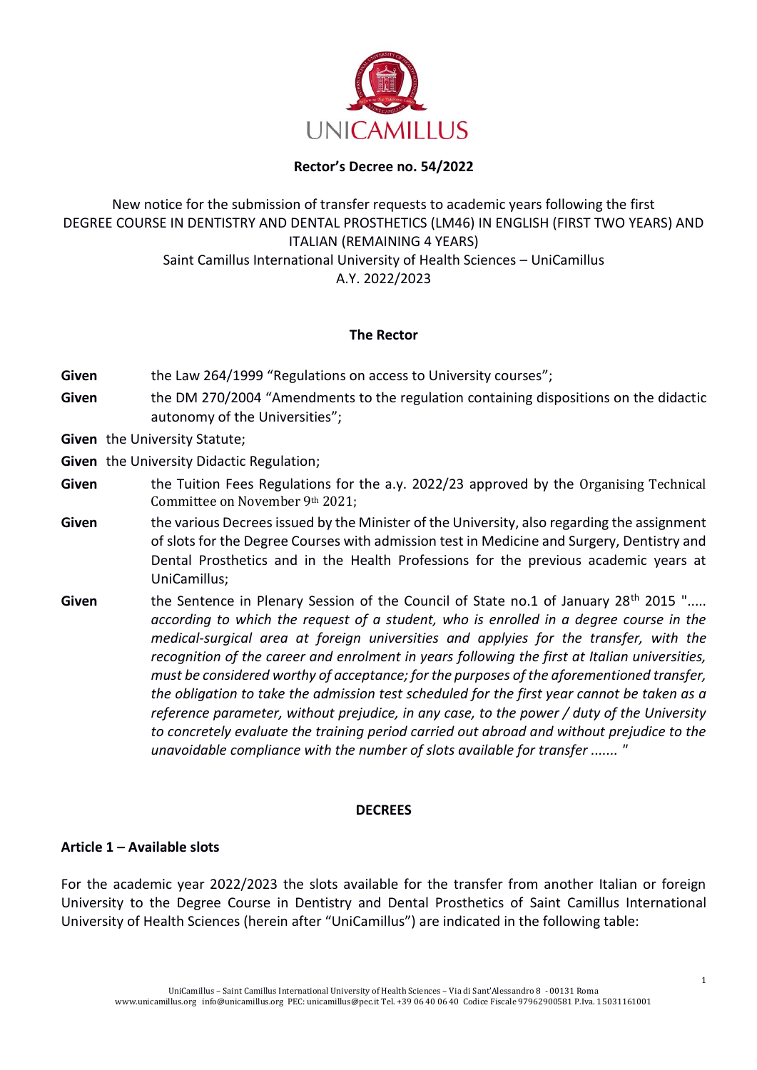UNICAMILLUS

**Rector's Decree no. 54/2022**

New notice for the submission of transfer requests to academic years following the first
DEGREE COURSE IN DENTISTRY AND DENTAL PROSTHETICS (LM46) IN ENGLISH (FIRST TWO YEARS) AND ITALIAN (REMAINING 4 YEARS)
Saint Camillus International University of Health Sciences – UniCamillus
A.Y. 2022/2023

**The Rector**

**Given** the Law 264/1999 "Regulations on access to University courses";

**Given** the DM 270/2004 "Amendments to the regulation containing dispositions on the didactic autonomy of the Universities";

**Given** the University Statute;

**Given** the University Didactic Regulation;

**Given** the Tuition Fees Regulations for the a.y. 2022/23 approved by the Organising Technical Committee on November 9th 2021;

**Given** the various Decrees issued by the Minister of the University, also regarding the assignment of slots for the Degree Courses with admission test in Medicine and Surgery, Dentistry and Dental Prosthetics and in the Health Professions for the previous academic years at UniCamillus;

**Given** the Sentence in Plenary Session of the Council of State no.1 of January 28th 2015 "..... *according to which the request of a student, who is enrolled in a degree course in the medical-surgical area at foreign universities and applies for the transfer, with the recognition of the career and enrolment in years following the first at Italian universities, must be considered worthy of acceptance; for the purposes of the aforementioned transfer, the obligation to take the admission test scheduled for the first year cannot be taken as a reference parameter, without prejudice, in any case, to the power / duty of the University to concretely evaluate the training period carried out abroad and without prejudice to the unavoidable compliance with the number of slots available for transfer* ....... "

**DECREES**

**Article 1 – Available slots**

For the academic year 2022/2023 the slots available for the transfer from another Italian or foreign University to the Degree Course in Dentistry and Dental Prosthetics of Saint Camillus International University of Health Sciences (herein after "UniCamillus") are indicated in the following table: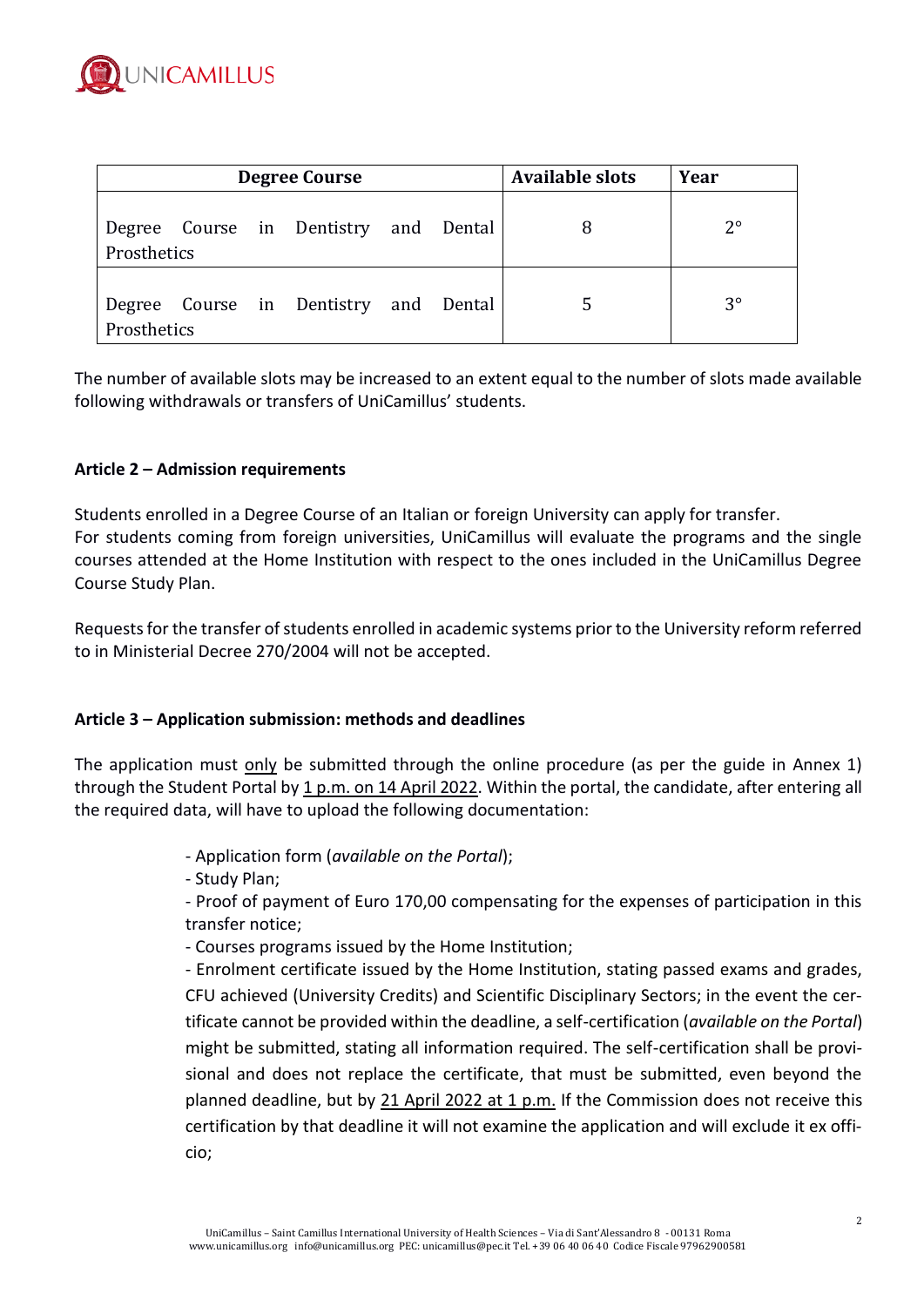| Degree Course | Available slots | Year |
|---|---|---|
| Degree Course in Dentistry and Dental Prosthetics | 8 | 2° |
| Degree Course in Dentistry and Dental Prosthetics | 5 | 3° |

The number of available slots may be increased to an extent equal to the number of slots made available following withdrawals or transfers of UniCamillus' students.

**Article 2 – Admission requirements**

Students enrolled in a Degree Course of an Italian or foreign University can apply for transfer.
For students coming from foreign universities, UniCamillus will evaluate the programs and the single courses attended at the Home Institution with respect to the ones included in the UniCamillus Degree Course Study Plan.

Requests for the transfer of students enrolled in academic systems prior to the University reform referred to in Ministerial Decree 270/2004 will not be accepted.

**Article 3 – Application submission: methods and deadlines**

The application must only be submitted through the online procedure (as per the guide in Annex 1) through the Student Portal by 1 p.m. on 14 April 2022. Within the portal, the candidate, after entering all the required data, will have to upload the following documentation:

- Application form (*available on the Portal*);
- Study Plan;
- Proof of payment of Euro 170,00 compensating for the expenses of participation in this transfer notice;
- Courses programs issued by the Home Institution;
- Enrolment certificate issued by the Home Institution, stating passed exams and grades, CFU achieved (University Credits) and Scientific Disciplinary Sectors; in the event the certificate cannot be provided within the deadline, a self-certification (*available on the Portal*) might be submitted, stating all information required. The self-certification shall be provisional and does not replace the certificate, that must be submitted, even beyond the planned deadline, but by 21 April 2022 at 1 p.m. If the Commission does not receive this certification by that deadline it will not examine the application and will exclude it ex officio;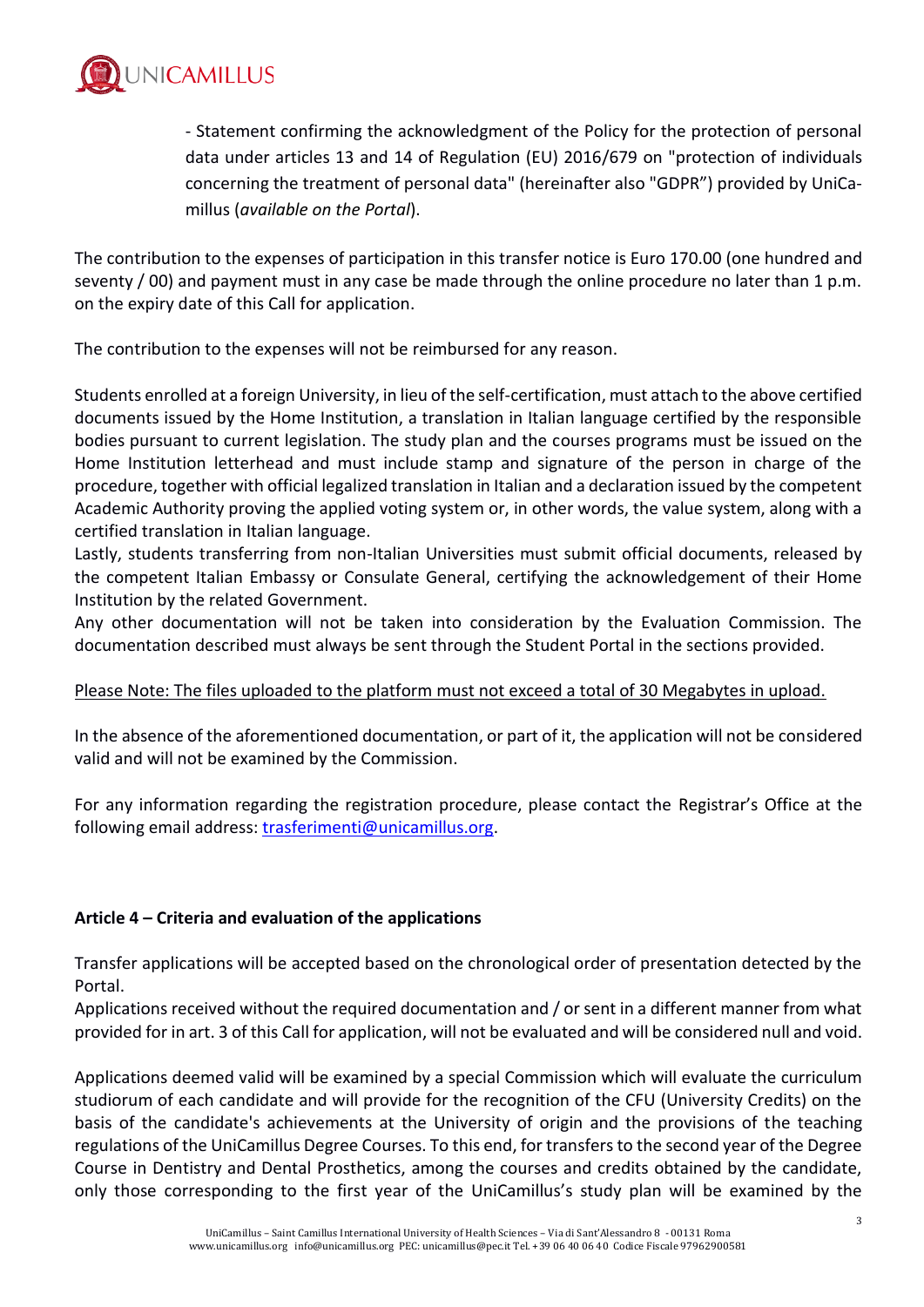- Statement confirming the acknowledgment of the Policy for the protection of personal data under articles 13 and 14 of Regulation (EU) 2016/679 on "protection of individuals concerning the treatment of personal data" (hereinafter also "GDPR") provided by UniCamillus (*available on the Portal*).

The contribution to the expenses of participation in this transfer notice is Euro 170.00 (one hundred and seventy / 00) and payment must in any case be made through the online procedure no later than 1 p.m. on the expiry date of this Call for application.

The contribution to the expenses will not be reimbursed for any reason.

Students enrolled at a foreign University, in lieu of the self-certification, must attach to the above certified documents issued by the Home Institution, a translation in Italian language certified by the responsible bodies pursuant to current legislation. The study plan and the courses programs must be issued on the Home Institution letterhead and must include stamp and signature of the person in charge of the procedure, together with official legalized translation in Italian and a declaration issued by the competent Academic Authority proving the applied voting system or, in other words, the value system, along with a certified translation in Italian language.
Lastly, students transferring from non-Italian Universities must submit official documents, released by the competent Italian Embassy or Consulate General, certifying the acknowledgement of their Home Institution by the related Government.
Any other documentation will not be taken into consideration by the Evaluation Commission. The documentation described must always be sent through the Student Portal in the sections provided.

Please Note: The files uploaded to the platform must not exceed a total of 30 Megabytes in upload.

In the absence of the aforementioned documentation, or part of it, the application will not be considered valid and will not be examined by the Commission.

For any information regarding the registration procedure, please contact the Registrar's Office at the following email address: trasferimenti@unicamillus.org.

## Article 4 – Criteria and evaluation of the applications

Transfer applications will be accepted based on the chronological order of presentation detected by the Portal.
Applications received without the required documentation and / or sent in a different manner from what provided for in art. 3 of this Call for application, will not be evaluated and will be considered null and void.

Applications deemed valid will be examined by a special Commission which will evaluate the curriculum studiorum of each candidate and will provide for the recognition of the CFU (University Credits) on the basis of the candidate's achievements at the University of origin and the provisions of the teaching regulations of the UniCamillus Degree Courses. To this end, for transfers to the second year of the Degree Course in Dentistry and Dental Prosthetics, among the courses and credits obtained by the candidate, only those corresponding to the first year of the UniCamillus's study plan will be examined by the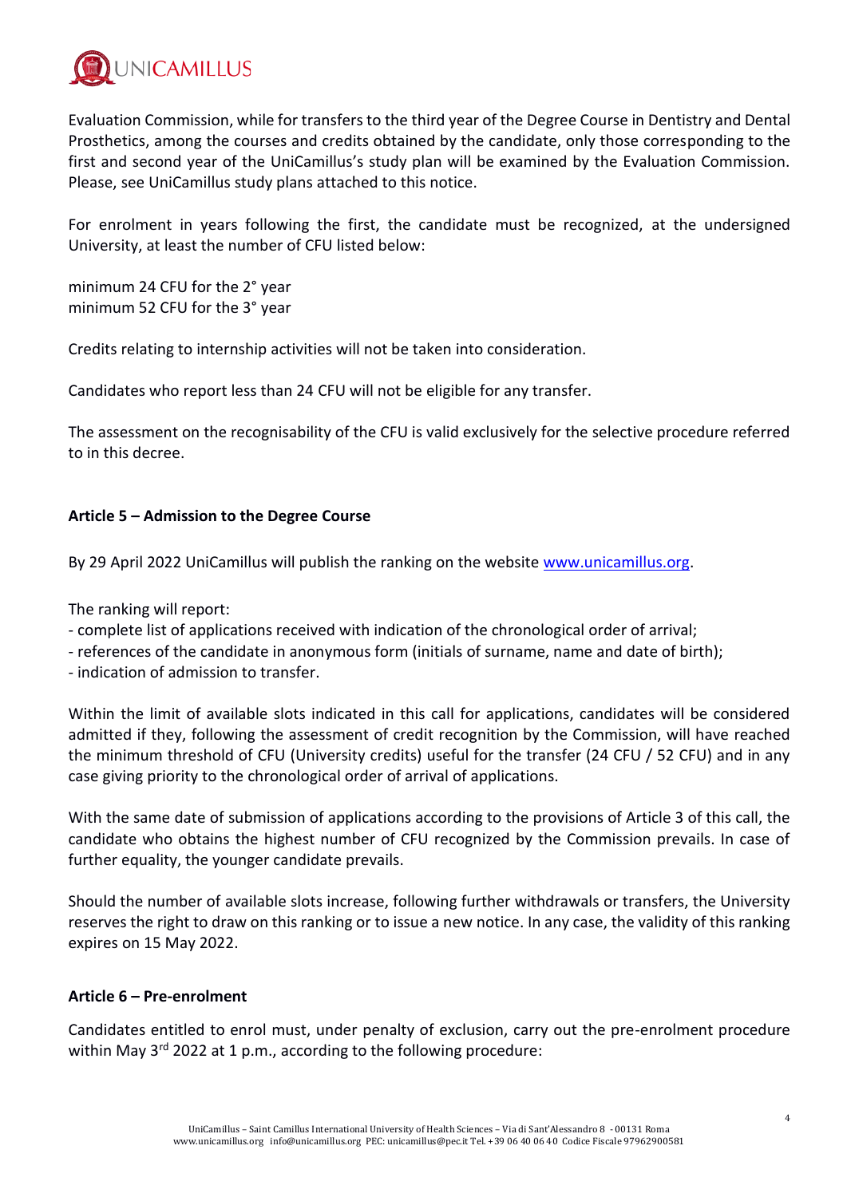Evaluation Commission, while for transfers to the third year of the Degree Course in Dentistry and Dental Prosthetics, among the courses and credits obtained by the candidate, only those corresponding to the first and second year of the UniCamillus's study plan will be examined by the Evaluation Commission. Please, see UniCamillus study plans attached to this notice.

For enrolment in years following the first, the candidate must be recognized, at the undersigned University, at least the number of CFU listed below:

minimum 24 CFU for the 2° year
minimum 52 CFU for the 3° year

Credits relating to internship activities will not be taken into consideration.

Candidates who report less than 24 CFU will not be eligible for any transfer.

The assessment on the recognisability of the CFU is valid exclusively for the selective procedure referred to in this decree.

**Article 5 – Admission to the Degree Course**

By 29 April 2022 UniCamillus will publish the ranking on the website www.unicamillus.org.

The ranking will report:
- complete list of applications received with indication of the chronological order of arrival;
- references of the candidate in anonymous form (initials of surname, name and date of birth);
- indication of admission to transfer.

Within the limit of available slots indicated in this call for applications, candidates will be considered admitted if they, following the assessment of credit recognition by the Commission, will have reached the minimum threshold of CFU (University credits) useful for the transfer (24 CFU / 52 CFU) and in any case giving priority to the chronological order of arrival of applications.

With the same date of submission of applications according to the provisions of Article 3 of this call, the candidate who obtains the highest number of CFU recognized by the Commission prevails. In case of further equality, the younger candidate prevails.

Should the number of available slots increase, following further withdrawals or transfers, the University reserves the right to draw on this ranking or to issue a new notice. In any case, the validity of this ranking expires on 15 May 2022.

**Article 6 – Pre-enrolment**

Candidates entitled to enrol must, under penalty of exclusion, carry out the pre-enrolment procedure within May 3rd 2022 at 1 p.m., according to the following procedure: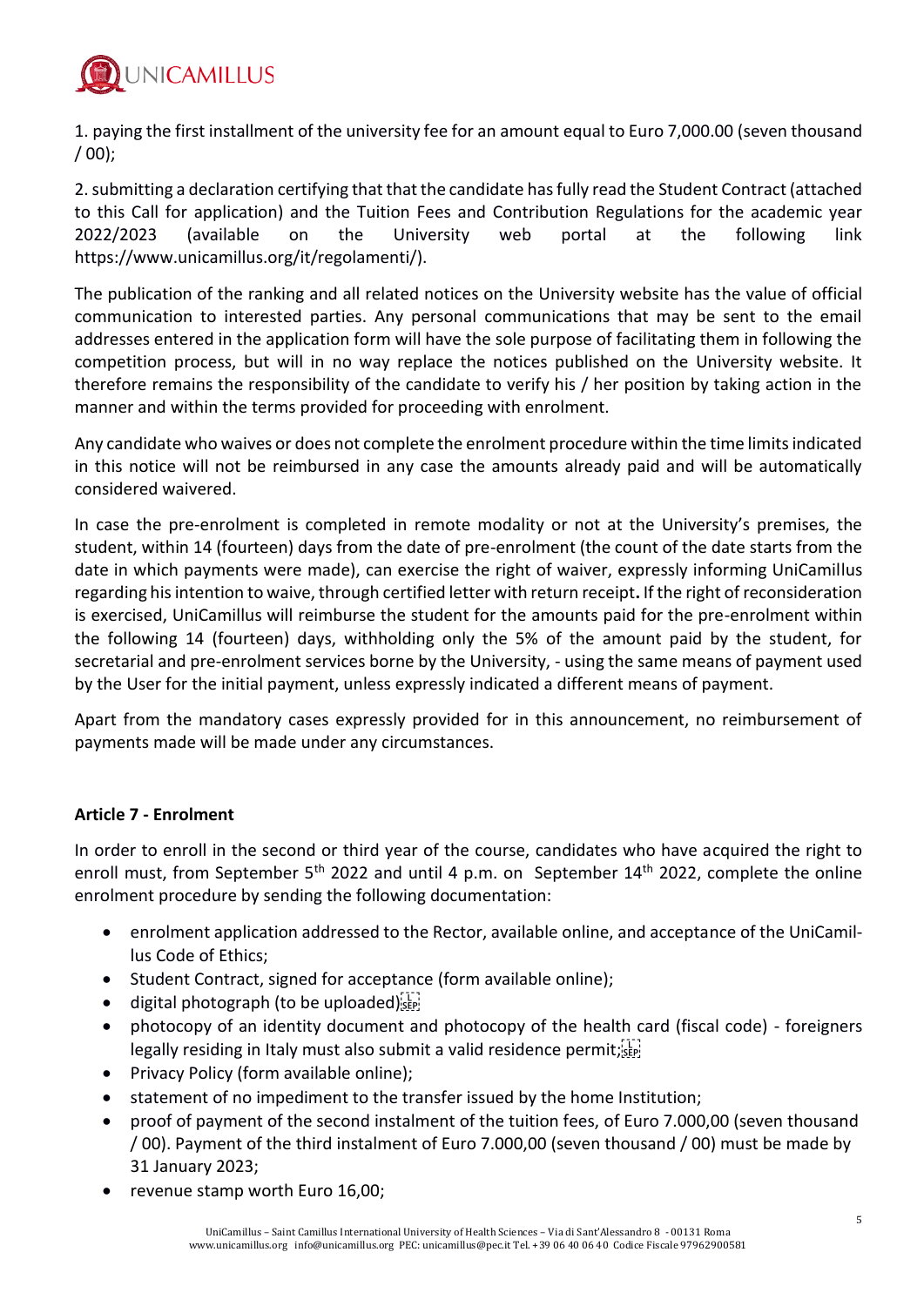1. paying the first installment of the university fee for an amount equal to Euro 7,000.00 (seven thousand / 00);

2. submitting a declaration certifying that that the candidate has fully read the Student Contract (attached to this Call for application) and the Tuition Fees and Contribution Regulations for the academic year 2022/2023 (available on the University web portal at the following link https://www.unicamillus.org/it/regolamenti/).

The publication of the ranking and all related notices on the University website has the value of official communication to interested parties. Any personal communications that may be sent to the email addresses entered in the application form will have the sole purpose of facilitating them in following the competition process, but will in no way replace the notices published on the University website. It therefore remains the responsibility of the candidate to verify his / her position by taking action in the manner and within the terms provided for proceeding with enrolment.

Any candidate who waives or does not complete the enrolment procedure within the time limits indicated in this notice will not be reimbursed in any case the amounts already paid and will be automatically considered waivered.

In case the pre-enrolment is completed in remote modality or not at the University's premises, the student, within 14 (fourteen) days from the date of pre-enrolment (the count of the date starts from the date in which payments were made), can exercise the right of waiver, expressly informing UniCamillus regarding his intention to waive, through certified letter with return receipt**.** If the right of reconsideration is exercised, UniCamillus will reimburse the student for the amounts paid for the pre-enrolment within the following 14 (fourteen) days, withholding only the 5% of the amount paid by the student, for secretarial and pre-enrolment services borne by the University, - using the same means of payment used by the User for the initial payment, unless expressly indicated a different means of payment.

Apart from the mandatory cases expressly provided for in this announcement, no reimbursement of payments made will be made under any circumstances.

**Article 7 - Enrolment**

In order to enroll in the second or third year of the course, candidates who have acquired the right to enroll must, from September 5th 2022 and until 4 p.m. on September 14th 2022, complete the online enrolment procedure by sending the following documentation:

- enrolment application addressed to the Rector, available online, and acceptance of the UniCamillus Code of Ethics;
- Student Contract, signed for acceptance (form available online);
- digital photograph (to be uploaded);
- photocopy of an identity document and photocopy of the health card (fiscal code) - foreigners legally residing in Italy must also submit a valid residence permit;
- Privacy Policy (form available online);
- statement of no impediment to the transfer issued by the home Institution;
- proof of payment of the second instalment of the tuition fees, of Euro 7.000,00 (seven thousand / 00). Payment of the third instalment of Euro 7.000,00 (seven thousand / 00) must be made by 31 January 2023;
- revenue stamp worth Euro 16,00;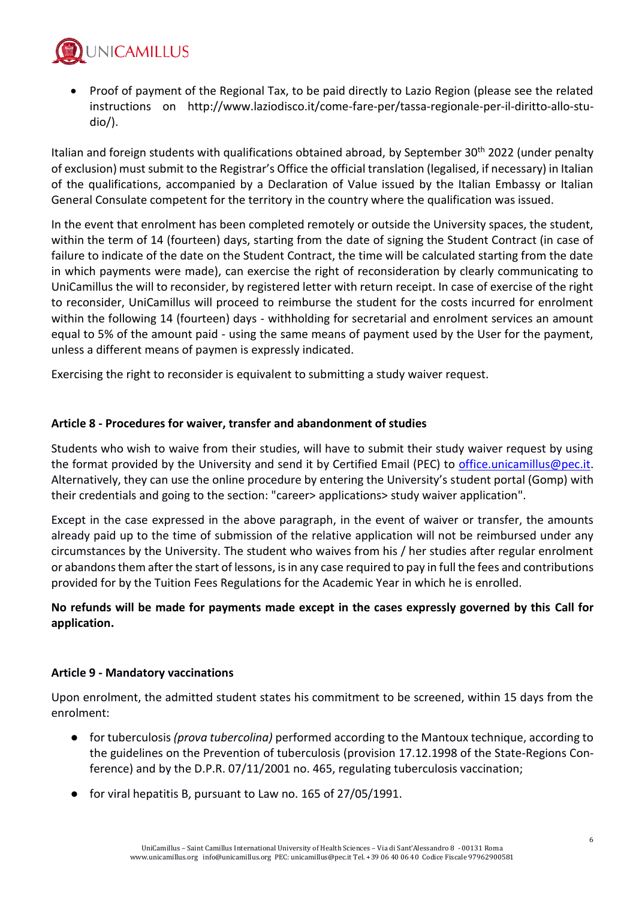- Proof of payment of the Regional Tax, to be paid directly to Lazio Region (please see the related instructions on http://www.laziodisco.it/come-fare-per/tassa-regionale-per-il-diritto-allo-studio/).

Italian and foreign students with qualifications obtained abroad, by September 30th 2022 (under penalty of exclusion) must submit to the Registrar's Office the official translation (legalised, if necessary) in Italian of the qualifications, accompanied by a Declaration of Value issued by the Italian Embassy or Italian General Consulate competent for the territory in the country where the qualification was issued.

In the event that enrolment has been completed remotely or outside the University spaces, the student, within the term of 14 (fourteen) days, starting from the date of signing the Student Contract (in case of failure to indicate of the date on the Student Contract, the time will be calculated starting from the date in which payments were made), can exercise the right of reconsideration by clearly communicating to UniCamillus the will to reconsider, by registered letter with return receipt. In case of exercise of the right to reconsider, UniCamillus will proceed to reimburse the student for the costs incurred for enrolment within the following 14 (fourteen) days - withholding for secretarial and enrolment services an amount equal to 5% of the amount paid - using the same means of payment used by the User for the payment, unless a different means of paymen is expressly indicated.

Exercising the right to reconsider is equivalent to submitting a study waiver request.

**Article 8 - Procedures for waiver, transfer and abandonment of studies**

Students who wish to waive from their studies, will have to submit their study waiver request by using the format provided by the University and send it by Certified Email (PEC) to office.unicamillus@pec.it. Alternatively, they can use the online procedure by entering the University's student portal (Gomp) with their credentials and going to the section: "career> applications> study waiver application".

Except in the case expressed in the above paragraph, in the event of waiver or transfer, the amounts already paid up to the time of submission of the relative application will not be reimbursed under any circumstances by the University. The student who waives from his / her studies after regular enrolment or abandons them after the start of lessons, is in any case required to pay in full the fees and contributions provided for by the Tuition Fees Regulations for the Academic Year in which he is enrolled.

**No refunds will be made for payments made except in the cases expressly governed by this Call for application.**

**Article 9 - Mandatory vaccinations**

Upon enrolment, the admitted student states his commitment to be screened, within 15 days from the enrolment:

- for tuberculosis *(prova tubercolina)* performed according to the Mantoux technique, according to the guidelines on the Prevention of tuberculosis (provision 17.12.1998 of the State-Regions Conference) and by the D.P.R. 07/11/2001 no. 465, regulating tuberculosis vaccination;
- for viral hepatitis B, pursuant to Law no. 165 of 27/05/1991.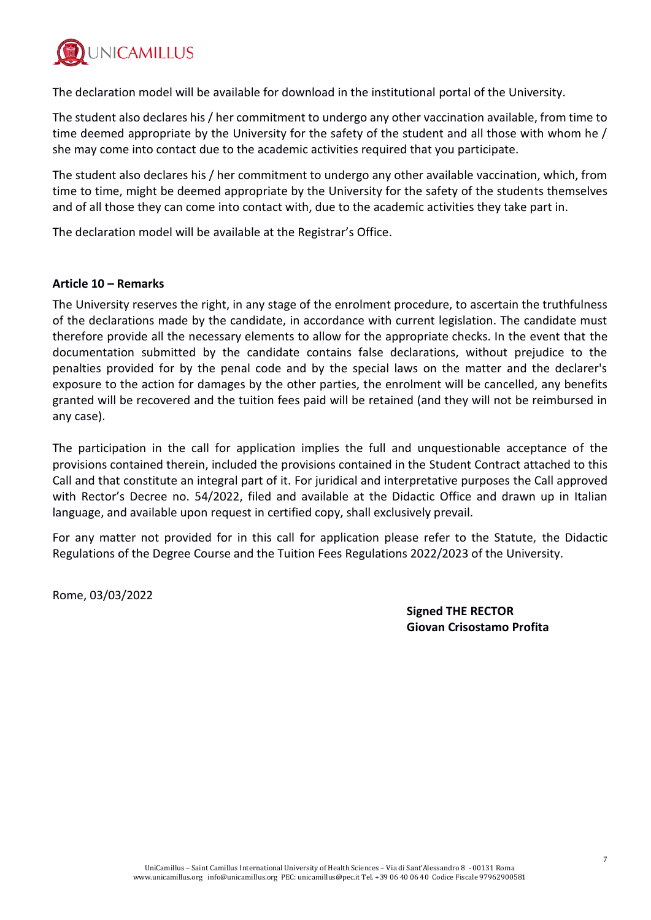The declaration model will be available for download in the institutional portal of the University.

The student also declares his / her commitment to undergo any other vaccination available, from time to time deemed appropriate by the University for the safety of the student and all those with whom he / she may come into contact due to the academic activities required that you participate.

The student also declares his / her commitment to undergo any other available vaccination, which, from time to time, might be deemed appropriate by the University for the safety of the students themselves and of all those they can come into contact with, due to the academic activities they take part in.

The declaration model will be available at the Registrar's Office.

**Article 10 – Remarks**

The University reserves the right, in any stage of the enrolment procedure, to ascertain the truthfulness of the declarations made by the candidate, in accordance with current legislation. The candidate must therefore provide all the necessary elements to allow for the appropriate checks. In the event that the documentation submitted by the candidate contains false declarations, without prejudice to the penalties provided for by the penal code and by the special laws on the matter and the declarer's exposure to the action for damages by the other parties, the enrolment will be cancelled, any benefits granted will be recovered and the tuition fees paid will be retained (and they will not be reimbursed in any case).

The participation in the call for application implies the full and unquestionable acceptance of the provisions contained therein, included the provisions contained in the Student Contract attached to this Call and that constitute an integral part of it. For juridical and interpretative purposes the Call approved with Rector's Decree no. 54/2022, filed and available at the Didactic Office and drawn up in Italian language, and available upon request in certified copy, shall exclusively prevail.

For any matter not provided for in this call for application please refer to the Statute, the Didactic Regulations of the Degree Course and the Tuition Fees Regulations 2022/2023 of the University.

Rome, 03/03/2022

**Signed THE RECTOR**
**Giovan Crisostamo Profita**